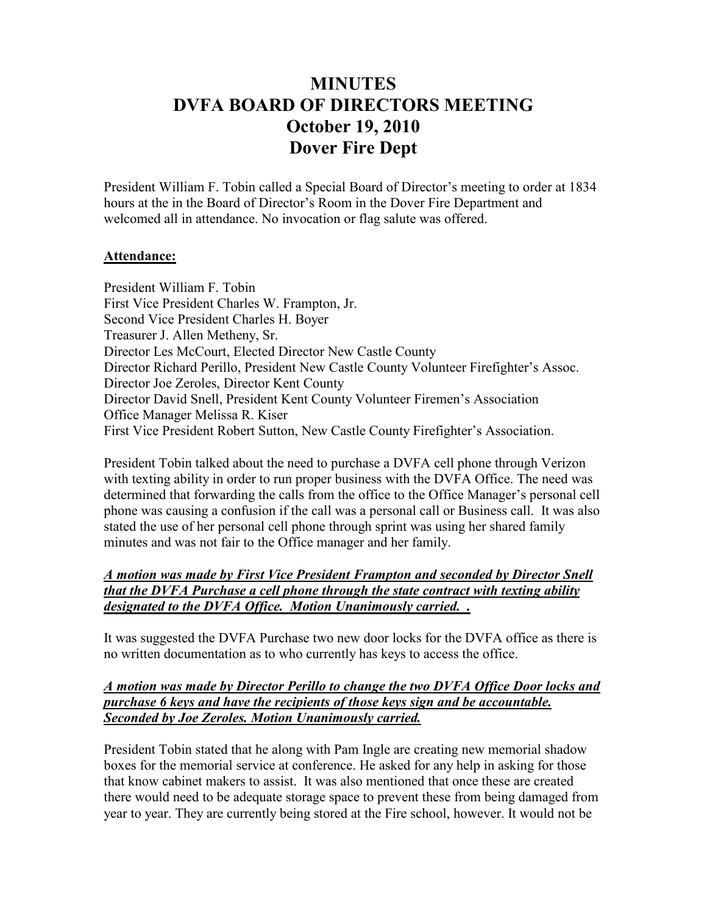# MINUTES
# DVFA BOARD OF DIRECTORS MEETING
# October 19, 2010
# Dover Fire Dept

President William F. Tobin called a Special Board of Director's meeting to order at 1834 hours at the in the Board of Director's Room in the Dover Fire Department and welcomed all in attendance. No invocation or flag salute was offered.

**Attendance:**

President William F. Tobin
First Vice President Charles W. Frampton, Jr.
Second Vice President Charles H. Boyer
Treasurer J. Allen Metheny, Sr.
Director Les McCourt, Elected Director New Castle County
Director Richard Perillo, President New Castle County Volunteer Firefighter's Assoc.
Director Joe Zeroles, Director Kent County
Director David Snell, President Kent County Volunteer Firemen's Association
Office Manager Melissa R. Kiser
First Vice President Robert Sutton, New Castle County Firefighter's Association.

President Tobin talked about the need to purchase a DVFA cell phone through Verizon with texting ability in order to run proper business with the DVFA Office. The need was determined that forwarding the calls from the office to the Office Manager's personal cell phone was causing a confusion if the call was a personal call or Business call. It was also stated the use of her personal cell phone through sprint was using her shared family minutes and was not fair to the Office manager and her family.

***A motion was made by First Vice President Frampton and seconded by Director Snell that the DVFA Purchase a cell phone through the state contract with texting ability designated to the DVFA Office. Motion Unanimously carried. .***

It was suggested the DVFA Purchase two new door locks for the DVFA office as there is no written documentation as to who currently has keys to access the office.

***A motion was made by Director Perillo to change the two DVFA Office Door locks and purchase 6 keys and have the recipients of those keys sign and be accountable. Seconded by Joe Zeroles. Motion Unanimously carried.***

President Tobin stated that he along with Pam Ingle are creating new memorial shadow boxes for the memorial service at conference. He asked for any help in asking for those that know cabinet makers to assist. It was also mentioned that once these are created there would need to be adequate storage space to prevent these from being damaged from year to year. They are currently being stored at the Fire school, however. It would not be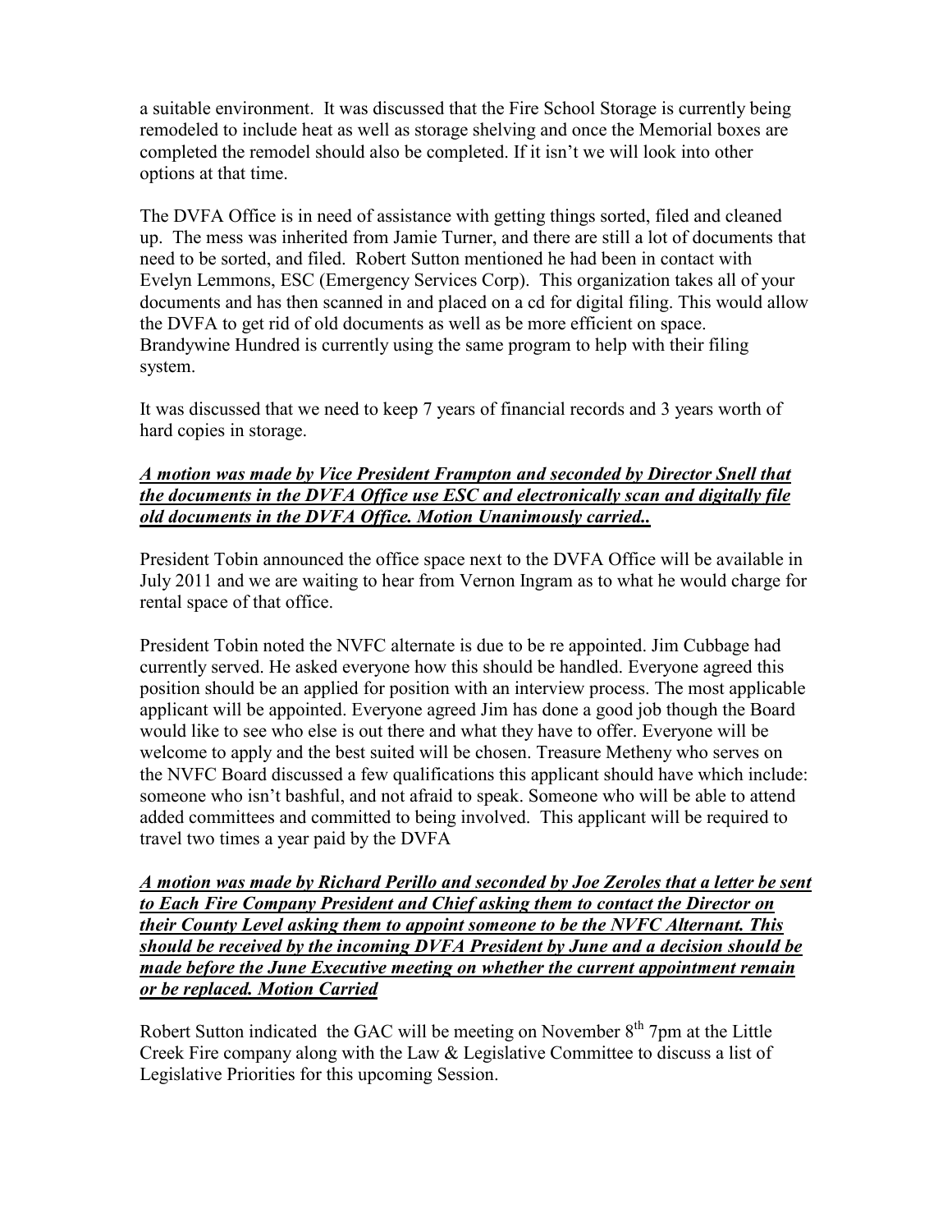a suitable environment. It was discussed that the Fire School Storage is currently being remodeled to include heat as well as storage shelving and once the Memorial boxes are completed the remodel should also be completed. If it isn't we will look into other options at that time.

The DVFA Office is in need of assistance with getting things sorted, filed and cleaned up. The mess was inherited from Jamie Turner, and there are still a lot of documents that need to be sorted, and filed. Robert Sutton mentioned he had been in contact with Evelyn Lemmons, ESC (Emergency Services Corp). This organization takes all of your documents and has then scanned in and placed on a cd for digital filing. This would allow the DVFA to get rid of old documents as well as be more efficient on space. Brandywine Hundred is currently using the same program to help with their filing system.

It was discussed that we need to keep 7 years of financial records and 3 years worth of hard copies in storage.

***<u>A motion was made by Vice President Frampton and seconded by Director Snell that the documents in the DVFA Office use ESC and electronically scan and digitally file old documents in the DVFA Office. Motion Unanimously carried..</u>***

President Tobin announced the office space next to the DVFA Office will be available in July 2011 and we are waiting to hear from Vernon Ingram as to what he would charge for rental space of that office.

President Tobin noted the NVFC alternate is due to be re appointed. Jim Cubbage had currently served. He asked everyone how this should be handled. Everyone agreed this position should be an applied for position with an interview process. The most applicable applicant will be appointed. Everyone agreed Jim has done a good job though the Board would like to see who else is out there and what they have to offer. Everyone will be welcome to apply and the best suited will be chosen. Treasure Metheny who serves on the NVFC Board discussed a few qualifications this applicant should have which include: someone who isn't bashful, and not afraid to speak. Someone who will be able to attend added committees and committed to being involved. This applicant will be required to travel two times a year paid by the DVFA

***<u>A motion was made by Richard Perillo and seconded by Joe Zeroles that a letter be sent to Each Fire Company President and Chief asking them to contact the Director on their County Level asking them to appoint someone to be the NVFC Alternant. This should be received by the incoming DVFA President by June and a decision should be made before the June Executive meeting on whether the current appointment remain or be replaced. Motion Carried</u>***

Robert Sutton indicated the GAC will be meeting on November 8th 7pm at the Little Creek Fire company along with the Law & Legislative Committee to discuss a list of Legislative Priorities for this upcoming Session.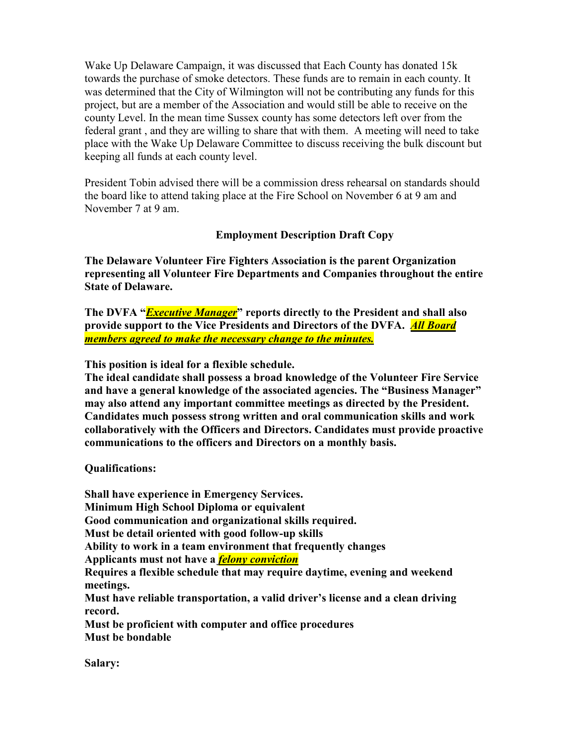Wake Up Delaware Campaign, it was discussed that Each County has donated 15k towards the purchase of smoke detectors. These funds are to remain in each county. It was determined that the City of Wilmington will not be contributing any funds for this project, but are a member of the Association and would still be able to receive on the county Level. In the mean time Sussex county has some detectors left over from the federal grant , and they are willing to share that with them. A meeting will need to take place with the Wake Up Delaware Committee to discuss receiving the bulk discount but keeping all funds at each county level.

President Tobin advised there will be a commission dress rehearsal on standards should the board like to attend taking place at the Fire School on November 6 at 9 am and November 7 at 9 am.

**Employment Description Draft Copy**

**The Delaware Volunteer Fire Fighters Association is the parent Organization representing all Volunteer Fire Departments and Companies throughout the entire State of Delaware.**

**The DVFA "*Executive Manager*" reports directly to the President and shall also provide support to the Vice Presidents and Directors of the DVFA. *All Board members agreed to make the necessary change to the minutes.***

**This position is ideal for a flexible schedule.**
**The ideal candidate shall possess a broad knowledge of the Volunteer Fire Service and have a general knowledge of the associated agencies. The "Business Manager" may also attend any important committee meetings as directed by the President. Candidates much possess strong written and oral communication skills and work collaboratively with the Officers and Directors. Candidates must provide proactive communications to the officers and Directors on a monthly basis.**

**Qualifications:**

**Shall have experience in Emergency Services.**
**Minimum High School Diploma or equivalent**
**Good communication and organizational skills required.**
**Must be detail oriented with good follow-up skills**
**Ability to work in a team environment that frequently changes**
**Applicants must not have a *felony conviction***
**Requires a flexible schedule that may require daytime, evening and weekend meetings.**
**Must have reliable transportation, a valid driver's license and a clean driving record.**
**Must be proficient with computer and office procedures**
**Must be bondable**

**Salary:**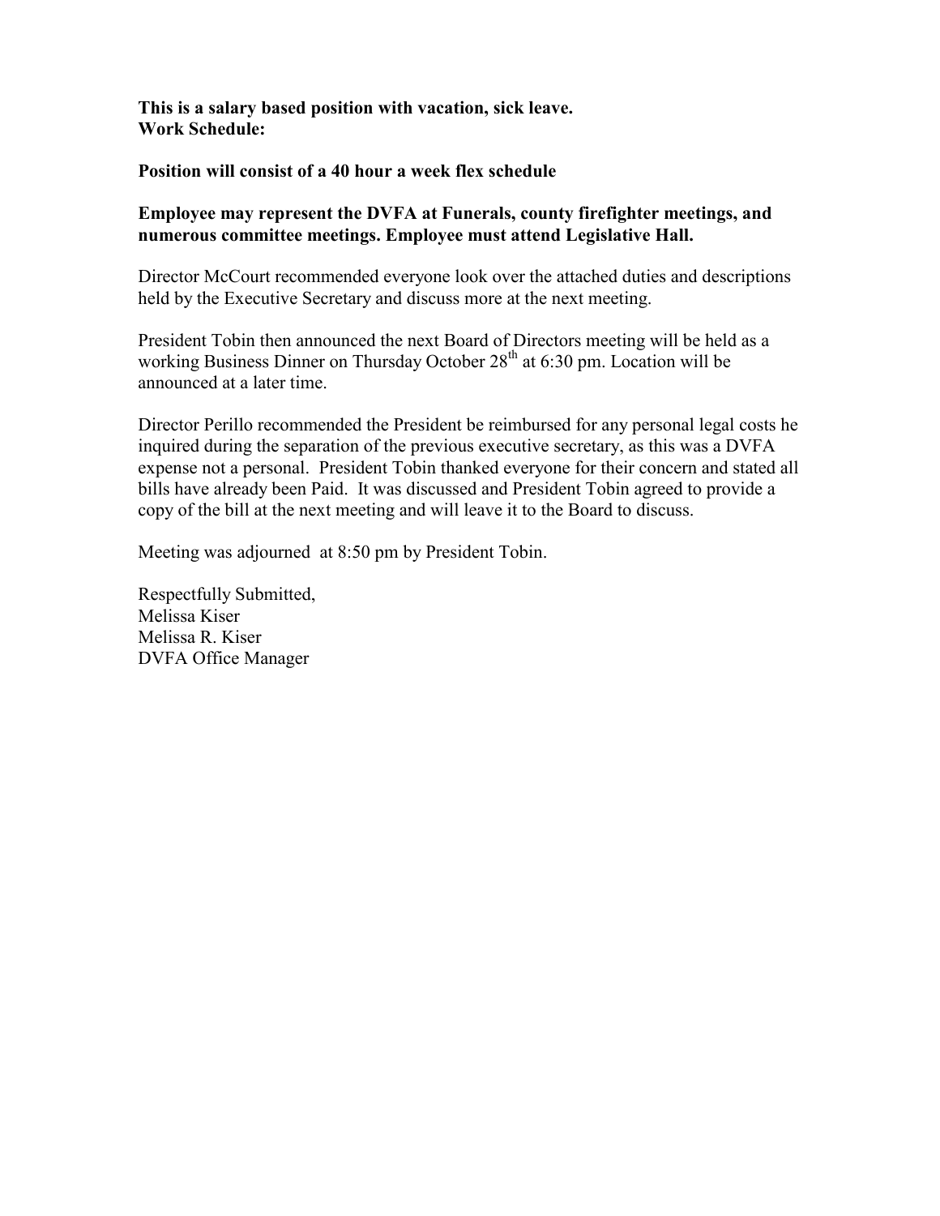**This is a salary based position with vacation, sick leave.**
**Work Schedule:**

**Position will consist of a 40 hour a week flex schedule**

**Employee may represent the DVFA at Funerals, county firefighter meetings, and numerous committee meetings. Employee must attend Legislative Hall.**

Director McCourt recommended everyone look over the attached duties and descriptions held by the Executive Secretary and discuss more at the next meeting.

President Tobin then announced the next Board of Directors meeting will be held as a working Business Dinner on Thursday October 28th at 6:30 pm. Location will be announced at a later time.

Director Perillo recommended the President be reimbursed for any personal legal costs he inquired during the separation of the previous executive secretary, as this was a DVFA expense not a personal. President Tobin thanked everyone for their concern and stated all bills have already been Paid. It was discussed and President Tobin agreed to provide a copy of the bill at the next meeting and will leave it to the Board to discuss.

Meeting was adjourned at 8:50 pm by President Tobin.

Respectfully Submitted,
Melissa Kiser
Melissa R. Kiser
DVFA Office Manager